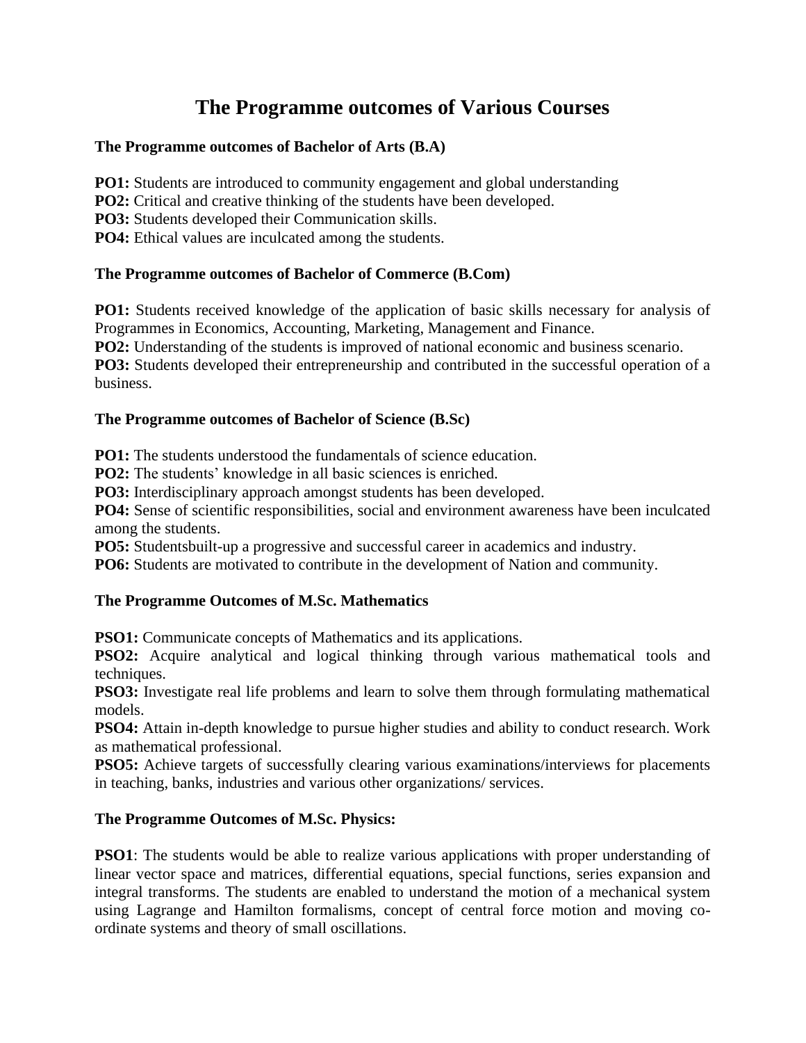# The Programme outcomes of Various Courses

### The Programme outcomes of Bachelor of Arts (B.A)

**PO1:** Students are introduced to community engagement and global understanding
**PO2:** Critical and creative thinking of the students have been developed.
**PO3:** Students developed their Communication skills.
**PO4:** Ethical values are inculcated among the students.

### The Programme outcomes of Bachelor of Commerce (B.Com)

**PO1:** Students received knowledge of the application of basic skills necessary for analysis of Programmes in Economics, Accounting, Marketing, Management and Finance.
**PO2:** Understanding of the students is improved of national economic and business scenario.
**PO3:** Students developed their entrepreneurship and contributed in the successful operation of a business.

### The Programme outcomes of Bachelor of Science (B.Sc)

**PO1:** The students understood the fundamentals of science education.
**PO2:** The students' knowledge in all basic sciences is enriched.
**PO3:** Interdisciplinary approach amongst students has been developed.
**PO4:** Sense of scientific responsibilities, social and environment awareness have been inculcated among the students.
**PO5:** Studentsbuilt-up a progressive and successful career in academics and industry.
**PO6:** Students are motivated to contribute in the development of Nation and community.

### The Programme Outcomes of M.Sc. Mathematics

**PSO1:** Communicate concepts of Mathematics and its applications.
**PSO2:** Acquire analytical and logical thinking through various mathematical tools and techniques.
**PSO3:** Investigate real life problems and learn to solve them through formulating mathematical models.
**PSO4:** Attain in-depth knowledge to pursue higher studies and ability to conduct research. Work as mathematical professional.
**PSO5:** Achieve targets of successfully clearing various examinations/interviews for placements in teaching, banks, industries and various other organizations/ services.

### The Programme Outcomes of M.Sc. Physics:

**PSO1**: The students would be able to realize various applications with proper understanding of linear vector space and matrices, differential equations, special functions, series expansion and integral transforms. The students are enabled to understand the motion of a mechanical system using Lagrange and Hamilton formalisms, concept of central force motion and moving co-ordinate systems and theory of small oscillations.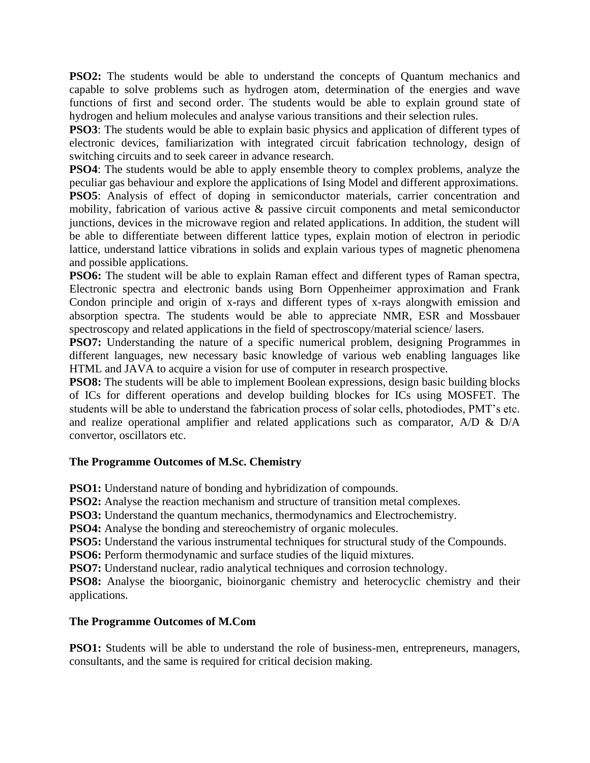**PSO2:** The students would be able to understand the concepts of Quantum mechanics and capable to solve problems such as hydrogen atom, determination of the energies and wave functions of first and second order. The students would be able to explain ground state of hydrogen and helium molecules and analyse various transitions and their selection rules.

**PSO3**: The students would be able to explain basic physics and application of different types of electronic devices, familiarization with integrated circuit fabrication technology, design of switching circuits and to seek career in advance research.

**PSO4**: The students would be able to apply ensemble theory to complex problems, analyze the peculiar gas behaviour and explore the applications of Ising Model and different approximations.

**PSO5**: Analysis of effect of doping in semiconductor materials, carrier concentration and mobility, fabrication of various active & passive circuit components and metal semiconductor junctions, devices in the microwave region and related applications. In addition, the student will be able to differentiate between different lattice types, explain motion of electron in periodic lattice, understand lattice vibrations in solids and explain various types of magnetic phenomena and possible applications.

**PSO6:** The student will be able to explain Raman effect and different types of Raman spectra, Electronic spectra and electronic bands using Born Oppenheimer approximation and Frank Condon principle and origin of x-rays and different types of x-rays alongwith emission and absorption spectra. The students would be able to appreciate NMR, ESR and Mossbauer spectroscopy and related applications in the field of spectroscopy/material science/ lasers.

**PSO7:** Understanding the nature of a specific numerical problem, designing Programmes in different languages, new necessary basic knowledge of various web enabling languages like HTML and JAVA to acquire a vision for use of computer in research prospective.

**PSO8:** The students will be able to implement Boolean expressions, design basic building blocks of ICs for different operations and develop building blockes for ICs using MOSFET. The students will be able to understand the fabrication process of solar cells, photodiodes, PMT's etc. and realize operational amplifier and related applications such as comparator, A/D & D/A convertor, oscillators etc.

### The Programme Outcomes of M.Sc. Chemistry

**PSO1:** Understand nature of bonding and hybridization of compounds.

**PSO2:** Analyse the reaction mechanism and structure of transition metal complexes.

**PSO3:** Understand the quantum mechanics, thermodynamics and Electrochemistry.

**PSO4:** Analyse the bonding and stereochemistry of organic molecules.

**PSO5:** Understand the various instrumental techniques for structural study of the Compounds.

**PSO6:** Perform thermodynamic and surface studies of the liquid mixtures.

**PSO7:** Understand nuclear, radio analytical techniques and corrosion technology.

**PSO8:** Analyse the bioorganic, bioinorganic chemistry and heterocyclic chemistry and their applications.

### The Programme Outcomes of M.Com

**PSO1:** Students will be able to understand the role of business-men, entrepreneurs, managers, consultants, and the same is required for critical decision making.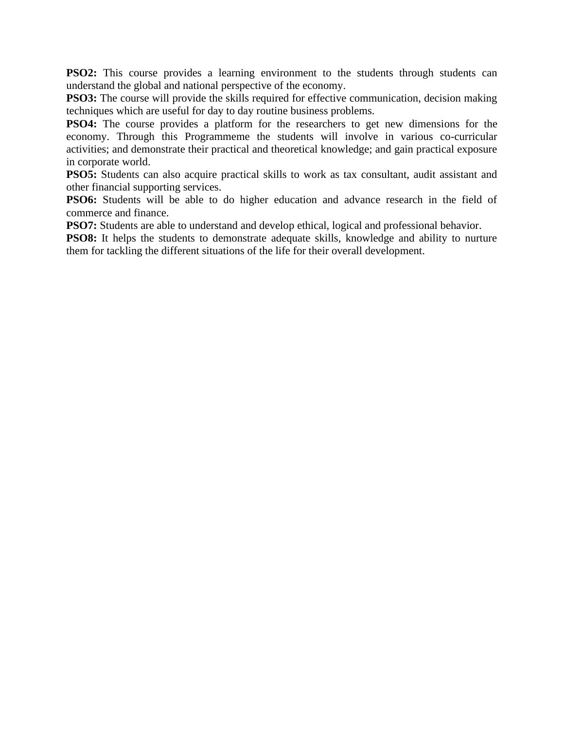**PSO2:** This course provides a learning environment to the students through students can understand the global and national perspective of the economy.

**PSO3:** The course will provide the skills required for effective communication, decision making techniques which are useful for day to day routine business problems.

**PSO4:** The course provides a platform for the researchers to get new dimensions for the economy. Through this Programmeme the students will involve in various co-curricular activities; and demonstrate their practical and theoretical knowledge; and gain practical exposure in corporate world.

**PSO5:** Students can also acquire practical skills to work as tax consultant, audit assistant and other financial supporting services.

**PSO6:** Students will be able to do higher education and advance research in the field of commerce and finance.

**PSO7:** Students are able to understand and develop ethical, logical and professional behavior.

**PSO8:** It helps the students to demonstrate adequate skills, knowledge and ability to nurture them for tackling the different situations of the life for their overall development.